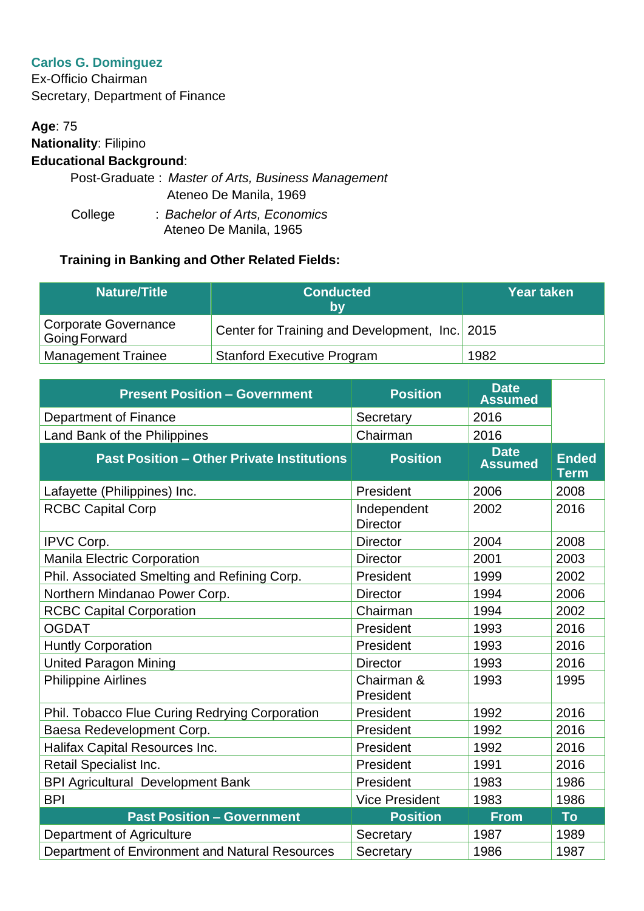**Carlos G. Dominguez**
Ex-Officio Chairman
Secretary, Department of Finance

**Age**: 75
**Nationality**: Filipino
**Educational Background**:

Post-Graduate : *Master of Arts, Business Management*
Ateneo De Manila, 1969

College : *Bachelor of Arts, Economics*
Ateneo De Manila, 1965

**Training in Banking and Other Related Fields:**

| Nature/Title | Conducted by | Year taken |
|---|---|---|
| Corporate Governance Going Forward | Center for Training and Development, Inc. | 2015 |
| Management Trainee | Stanford Executive Program | 1982 |

| Present Position – Government | Position | Date Assumed | |
|---|---|---|---|
| Department of Finance | Secretary | 2016 | |
| Land Bank of the Philippines | Chairman | 2016 | |
| **Past Position – Other Private Institutions** | **Position** | **Date Assumed** | **Ended Term** |
| Lafayette (Philippines) Inc. | President | 2006 | 2008 |
| RCBC Capital Corp | Independent Director | 2002 | 2016 |
| IPVC Corp. | Director | 2004 | 2008 |
| Manila Electric Corporation | Director | 2001 | 2003 |
| Phil. Associated Smelting and Refining Corp. | President | 1999 | 2002 |
| Northern Mindanao Power Corp. | Director | 1994 | 2006 |
| RCBC Capital Corporation | Chairman | 1994 | 2002 |
| OGDAT | President | 1993 | 2016 |
| Huntly Corporation | President | 1993 | 2016 |
| United Paragon Mining | Director | 1993 | 2016 |
| Philippine Airlines | Chairman & President | 1993 | 1995 |
| Phil. Tobacco Flue Curing Redrying Corporation | President | 1992 | 2016 |
| Baesa Redevelopment Corp. | President | 1992 | 2016 |
| Halifax Capital Resources Inc. | President | 1992 | 2016 |
| Retail Specialist Inc. | President | 1991 | 2016 |
| BPI Agricultural Development Bank | President | 1983 | 1986 |
| BPI | Vice President | 1983 | 1986 |
| **Past Position – Government** | **Position** | **From** | **To** |
| Department of Agriculture | Secretary | 1987 | 1989 |
| Department of Environment and Natural Resources | Secretary | 1986 | 1987 |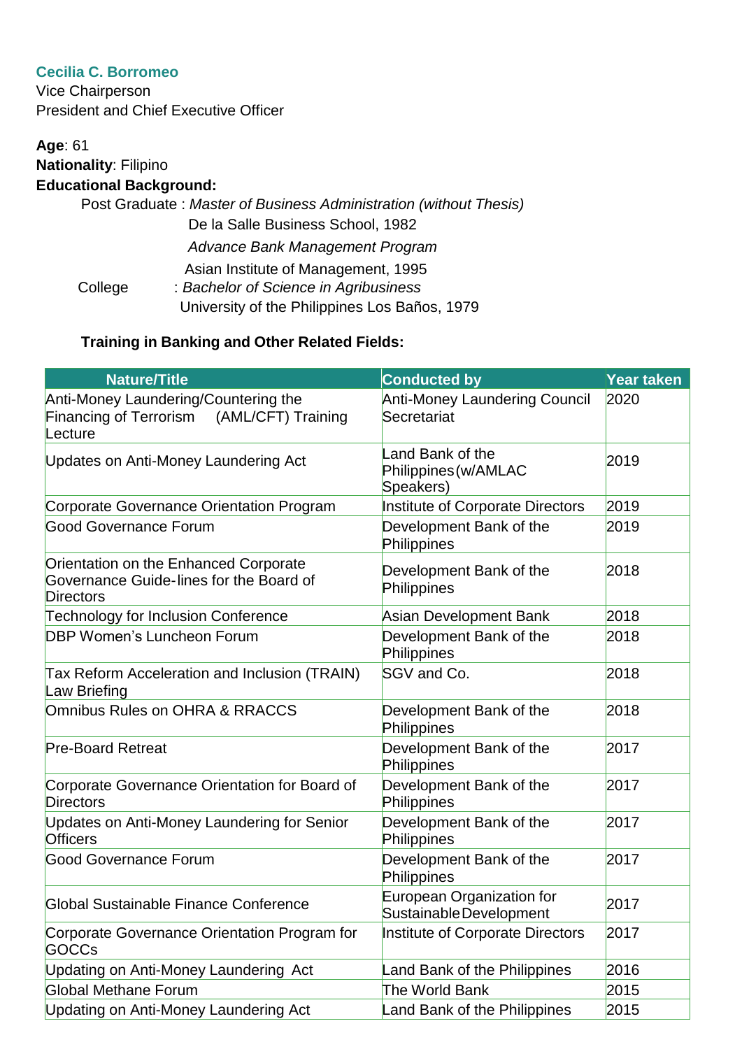**Cecilia C. Borromeo**
Vice Chairperson
President and Chief Executive Officer

**Age**: 61
**Nationality**: Filipino
**Educational Background:**

Post Graduate : *Master of Business Administration (without Thesis)*
De la Salle Business School, 1982
*Advance Bank Management Program*
Asian Institute of Management, 1995

College : *Bachelor of Science in Agribusiness*
University of the Philippines Los Baños, 1979

**Training in Banking and Other Related Fields:**

| Nature/Title | Conducted by | Year taken |
|---|---|---|
| Anti-Money Laundering/Countering the Financing of Terrorism (AML/CFT) Training Lecture | Anti-Money Laundering Council Secretariat | 2020 |
| Updates on Anti-Money Laundering Act | Land Bank of the Philippines (w/AMLAC Speakers) | 2019 |
| Corporate Governance Orientation Program | Institute of Corporate Directors | 2019 |
| Good Governance Forum | Development Bank of the Philippines | 2019 |
| Orientation on the Enhanced Corporate Governance Guide-lines for the Board of Directors | Development Bank of the Philippines | 2018 |
| Technology for Inclusion Conference | Asian Development Bank | 2018 |
| DBP Women's Luncheon Forum | Development Bank of the Philippines | 2018 |
| Tax Reform Acceleration and Inclusion (TRAIN) Law Briefing | SGV and Co. | 2018 |
| Omnibus Rules on OHRA & RRACCS | Development Bank of the Philippines | 2018 |
| Pre-Board Retreat | Development Bank of the Philippines | 2017 |
| Corporate Governance Orientation for Board of Directors | Development Bank of the Philippines | 2017 |
| Updates on Anti-Money Laundering for Senior Officers | Development Bank of the Philippines | 2017 |
| Good Governance Forum | Development Bank of the Philippines | 2017 |
| Global Sustainable Finance Conference | European Organization for Sustainable Development | 2017 |
| Corporate Governance Orientation Program for GOCCs | Institute of Corporate Directors | 2017 |
| Updating on Anti-Money Laundering Act | Land Bank of the Philippines | 2016 |
| Global Methane Forum | The World Bank | 2015 |
| Updating on Anti-Money Laundering Act | Land Bank of the Philippines | 2015 |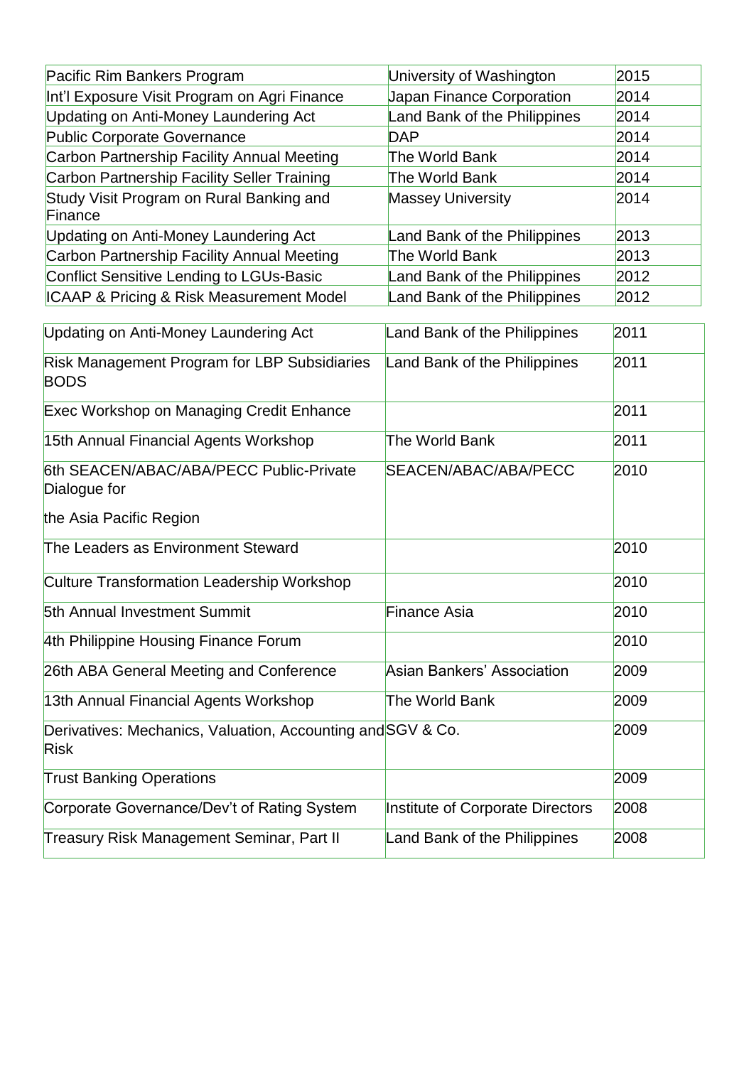| | | |
|---|---|---|
| Pacific Rim Bankers Program | University of Washington | 2015 |
| Int'l Exposure Visit Program on Agri Finance | Japan Finance Corporation | 2014 |
| Updating on Anti-Money Laundering Act | Land Bank of the Philippines | 2014 |
| Public Corporate Governance | DAP | 2014 |
| Carbon Partnership Facility Annual Meeting | The World Bank | 2014 |
| Carbon Partnership Facility Seller Training | The World Bank | 2014 |
| Study Visit Program on Rural Banking and Finance | Massey University | 2014 |
| Updating on Anti-Money Laundering Act | Land Bank of the Philippines | 2013 |
| Carbon Partnership Facility Annual Meeting | The World Bank | 2013 |
| Conflict Sensitive Lending to LGUs-Basic | Land Bank of the Philippines | 2012 |
| ICAAP & Pricing & Risk Measurement Model | Land Bank of the Philippines | 2012 |
| Updating on Anti-Money Laundering Act | Land Bank of the Philippines | 2011 |
| Risk Management Program for LBP Subsidiaries BODS | Land Bank of the Philippines | 2011 |
| Exec Workshop on Managing Credit Enhance | | 2011 |
| 15th Annual Financial Agents Workshop | The World Bank | 2011 |
| 6th SEACEN/ABAC/ABA/PECC Public-Private Dialogue for the Asia Pacific Region | SEACEN/ABAC/ABA/PECC | 2010 |
| The Leaders as Environment Steward | | 2010 |
| Culture Transformation Leadership Workshop | | 2010 |
| 5th Annual Investment Summit | Finance Asia | 2010 |
| 4th Philippine Housing Finance Forum | | 2010 |
| 26th ABA General Meeting and Conference | Asian Bankers' Association | 2009 |
| 13th Annual Financial Agents Workshop | The World Bank | 2009 |
| Derivatives: Mechanics, Valuation, Accounting and Risk | SGV & Co. | 2009 |
| Trust Banking Operations | | 2009 |
| Corporate Governance/Dev't of Rating System | Institute of Corporate Directors | 2008 |
| Treasury Risk Management Seminar, Part II | Land Bank of the Philippines | 2008 |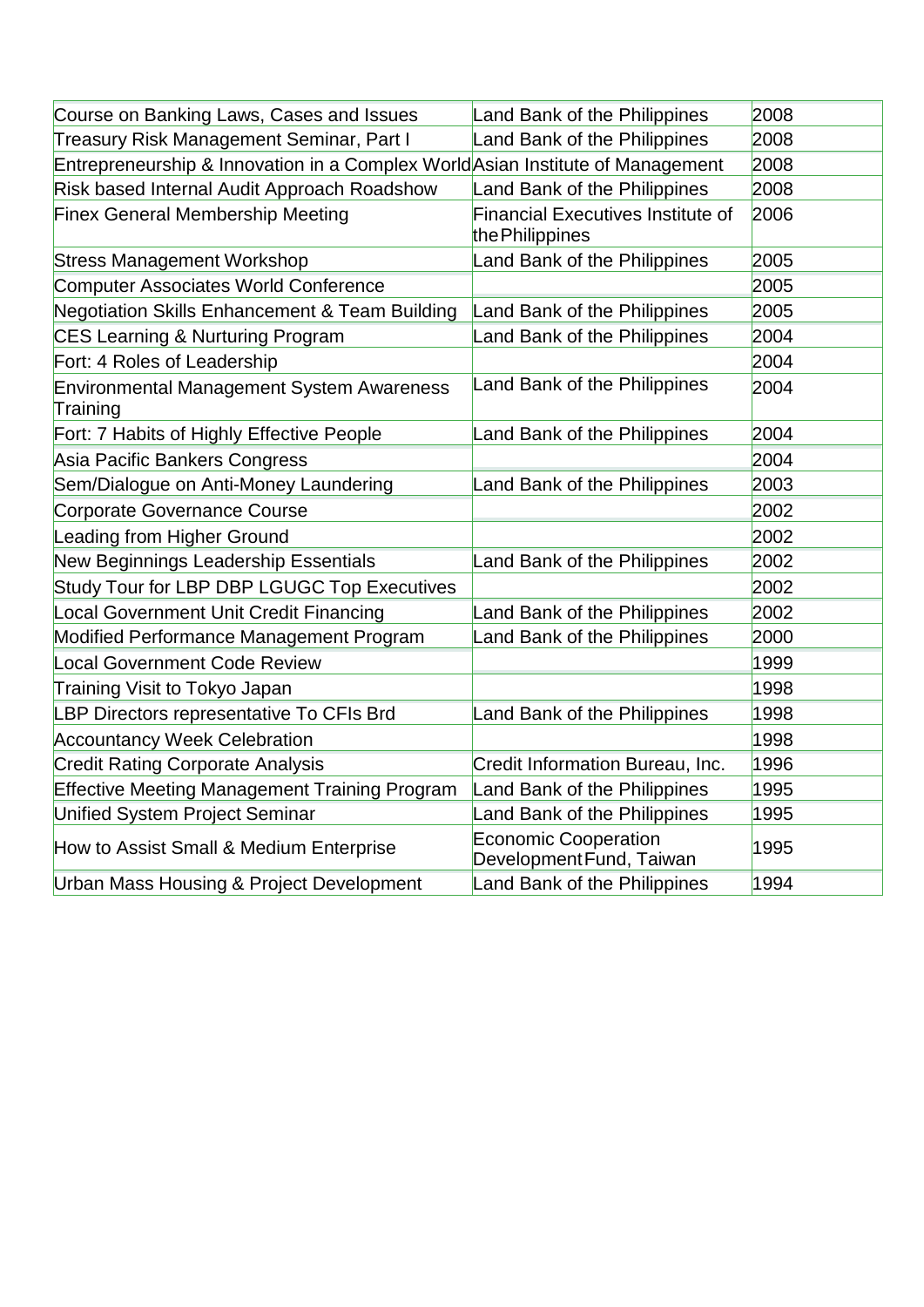| | | |
|---|---|---|
| Course on Banking Laws, Cases and Issues | Land Bank of the Philippines | 2008 |
| Treasury Risk Management Seminar, Part I | Land Bank of the Philippines | 2008 |
| Entrepreneurship & Innovation in a Complex World | Asian Institute of Management | 2008 |
| Risk based Internal Audit Approach Roadshow | Land Bank of the Philippines | 2008 |
| Finex General Membership Meeting | Financial Executives Institute of the Philippines | 2006 |
| Stress Management Workshop | Land Bank of the Philippines | 2005 |
| Computer Associates World Conference | | 2005 |
| Negotiation Skills Enhancement & Team Building | Land Bank of the Philippines | 2005 |
| CES Learning & Nurturing Program | Land Bank of the Philippines | 2004 |
| Fort: 4 Roles of Leadership | | 2004 |
| Environmental Management System Awareness Training | Land Bank of the Philippines | 2004 |
| Fort: 7 Habits of Highly Effective People | Land Bank of the Philippines | 2004 |
| Asia Pacific Bankers Congress | | 2004 |
| Sem/Dialogue on Anti-Money Laundering | Land Bank of the Philippines | 2003 |
| Corporate Governance Course | | 2002 |
| Leading from Higher Ground | | 2002 |
| New Beginnings Leadership Essentials | Land Bank of the Philippines | 2002 |
| Study Tour for LBP DBP LGUGC Top Executives | | 2002 |
| Local Government Unit Credit Financing | Land Bank of the Philippines | 2002 |
| Modified Performance Management Program | Land Bank of the Philippines | 2000 |
| Local Government Code Review | | 1999 |
| Training Visit to Tokyo Japan | | 1998 |
| LBP Directors representative To CFIs Brd | Land Bank of the Philippines | 1998 |
| Accountancy Week Celebration | | 1998 |
| Credit Rating Corporate Analysis | Credit Information Bureau, Inc. | 1996 |
| Effective Meeting Management Training Program | Land Bank of the Philippines | 1995 |
| Unified System Project Seminar | Land Bank of the Philippines | 1995 |
| How to Assist Small & Medium Enterprise | Economic Cooperation Development Fund, Taiwan | 1995 |
| Urban Mass Housing & Project Development | Land Bank of the Philippines | 1994 |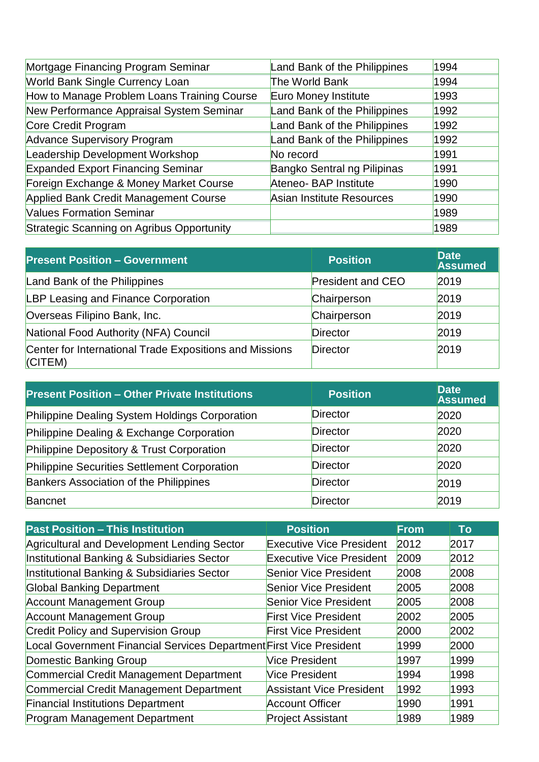| | | |
|---|---|---|
| Mortgage Financing Program Seminar | Land Bank of the Philippines | 1994 |
| World Bank Single Currency Loan | The World Bank | 1994 |
| How to Manage Problem Loans Training Course | Euro Money Institute | 1993 |
| New Performance Appraisal System Seminar | Land Bank of the Philippines | 1992 |
| Core Credit Program | Land Bank of the Philippines | 1992 |
| Advance Supervisory Program | Land Bank of the Philippines | 1992 |
| Leadership Development Workshop | No record | 1991 |
| Expanded Export Financing Seminar | Bangko Sentral ng Pilipinas | 1991 |
| Foreign Exchange & Money Market Course | Ateneo- BAP Institute | 1990 |
| Applied Bank Credit Management Course | Asian Institute Resources | 1990 |
| Values Formation Seminar | | 1989 |
| Strategic Scanning on Agribus Opportunity | | 1989 |

| Present Position – Government | Position | Date Assumed |
|---|---|---|
| Land Bank of the Philippines | President and CEO | 2019 |
| LBP Leasing and Finance Corporation | Chairperson | 2019 |
| Overseas Filipino Bank, Inc. | Chairperson | 2019 |
| National Food Authority (NFA) Council | Director | 2019 |
| Center for International Trade Expositions and Missions (CITEM) | Director | 2019 |

| Present Position – Other Private Institutions | Position | Date Assumed |
|---|---|---|
| Philippine Dealing System Holdings Corporation | Director | 2020 |
| Philippine Dealing & Exchange Corporation | Director | 2020 |
| Philippine Depository & Trust Corporation | Director | 2020 |
| Philippine Securities Settlement Corporation | Director | 2020 |
| Bankers Association of the Philippines | Director | 2019 |
| Bancnet | Director | 2019 |

| Past Position – This Institution | Position | From | To |
|---|---|---|---|
| Agricultural and Development Lending Sector | Executive Vice President | 2012 | 2017 |
| Institutional Banking & Subsidiaries Sector | Executive Vice President | 2009 | 2012 |
| Institutional Banking & Subsidiaries Sector | Senior Vice President | 2008 | 2008 |
| Global Banking Department | Senior Vice President | 2005 | 2008 |
| Account Management Group | Senior Vice President | 2005 | 2008 |
| Account Management Group | First Vice President | 2002 | 2005 |
| Credit Policy and Supervision Group | First Vice President | 2000 | 2002 |
| Local Government Financial Services Department | First Vice President | 1999 | 2000 |
| Domestic Banking Group | Vice President | 1997 | 1999 |
| Commercial Credit Management Department | Vice President | 1994 | 1998 |
| Commercial Credit Management Department | Assistant Vice President | 1992 | 1993 |
| Financial Institutions Department | Account Officer | 1990 | 1991 |
| Program Management Department | Project Assistant | 1989 | 1989 |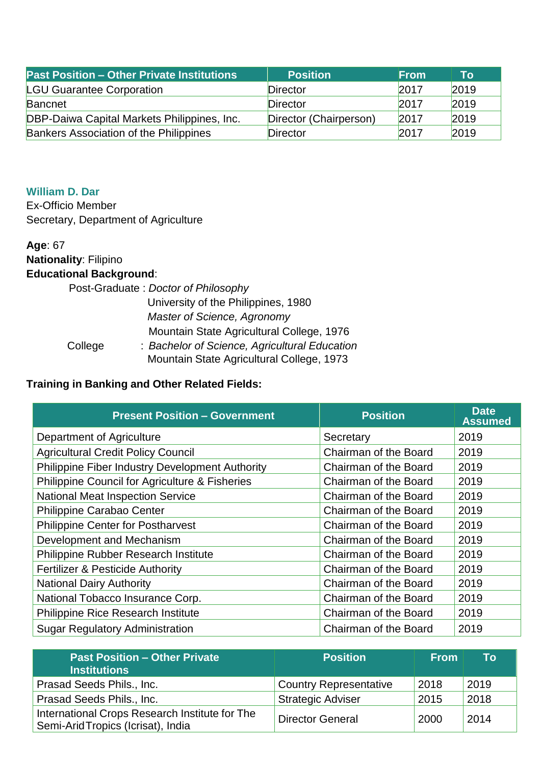| Past Position – Other Private Institutions | Position | From | To |
|---|---|---|---|
| LGU Guarantee Corporation | Director | 2017 | 2019 |
| Bancnet | Director | 2017 | 2019 |
| DBP-Daiwa Capital Markets Philippines, Inc. | Director (Chairperson) | 2017 | 2019 |
| Bankers Association of the Philippines | Director | 2017 | 2019 |

**William D. Dar**
Ex-Officio Member
Secretary, Department of Agriculture

**Age**: 67
**Nationality**: Filipino
**Educational Background**:

Post-Graduate : *Doctor of Philosophy*
University of the Philippines, 1980
*Master of Science, Agronomy*
Mountain State Agricultural College, 1976

College : *Bachelor of Science, Agricultural Education*
Mountain State Agricultural College, 1973

**Training in Banking and Other Related Fields:**

| Present Position – Government | Position | Date Assumed |
|---|---|---|
| Department of Agriculture | Secretary | 2019 |
| Agricultural Credit Policy Council | Chairman of the Board | 2019 |
| Philippine Fiber Industry Development Authority | Chairman of the Board | 2019 |
| Philippine Council for Agriculture & Fisheries | Chairman of the Board | 2019 |
| National Meat Inspection Service | Chairman of the Board | 2019 |
| Philippine Carabao Center | Chairman of the Board | 2019 |
| Philippine Center for Postharvest | Chairman of the Board | 2019 |
| Development and Mechanism | Chairman of the Board | 2019 |
| Philippine Rubber Research Institute | Chairman of the Board | 2019 |
| Fertilizer & Pesticide Authority | Chairman of the Board | 2019 |
| National Dairy Authority | Chairman of the Board | 2019 |
| National Tobacco Insurance Corp. | Chairman of the Board | 2019 |
| Philippine Rice Research Institute | Chairman of the Board | 2019 |
| Sugar Regulatory Administration | Chairman of the Board | 2019 |

| Past Position – Other Private Institutions | Position | From | To |
|---|---|---|---|
| Prasad Seeds Phils., Inc. | Country Representative | 2018 | 2019 |
| Prasad Seeds Phils., Inc. | Strategic Adviser | 2015 | 2018 |
| International Crops Research Institute for The Semi-Arid Tropics (Icrisat), India | Director General | 2000 | 2014 |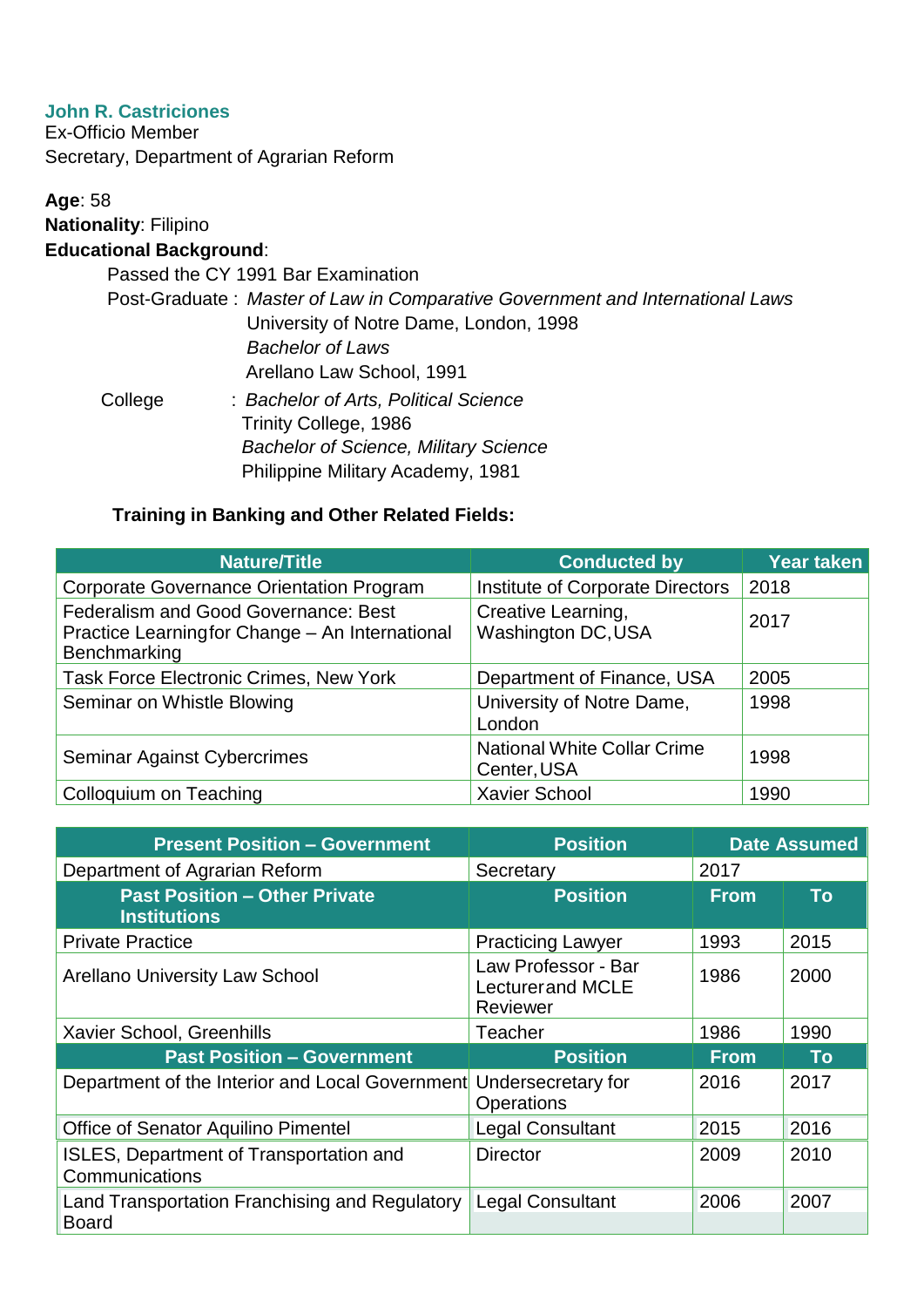**John R. Castriciones**
Ex-Officio Member
Secretary, Department of Agrarian Reform

**Age**: 58
**Nationality**: Filipino
**Educational Background**:

Passed the CY 1991 Bar Examination

Post-Graduate : *Master of Law in Comparative Government and International Laws*
University of Notre Dame, London, 1998
*Bachelor of Laws*
Arellano Law School, 1991

College : *Bachelor of Arts, Political Science*
Trinity College, 1986
*Bachelor of Science, Military Science*
Philippine Military Academy, 1981

**Training in Banking and Other Related Fields:**

| Nature/Title | Conducted by | Year taken |
|---|---|---|
| Corporate Governance Orientation Program | Institute of Corporate Directors | 2018 |
| Federalism and Good Governance: Best Practice Learning for Change – An International Benchmarking | Creative Learning, Washington DC, USA | 2017 |
| Task Force Electronic Crimes, New York | Department of Finance, USA | 2005 |
| Seminar on Whistle Blowing | University of Notre Dame, London | 1998 |
| Seminar Against Cybercrimes | National White Collar Crime Center, USA | 1998 |
| Colloquium on Teaching | Xavier School | 1990 |

| Present Position – Government | Position | Date Assumed | |
|---|---|---|---|
| Department of Agrarian Reform | Secretary | 2017 | |
| **Past Position – Other Private Institutions** | **Position** | **From** | **To** |
| Private Practice | Practicing Lawyer | 1993 | 2015 |
| Arellano University Law School | Law Professor - Bar Lecturer and MCLE Reviewer | 1986 | 2000 |
| Xavier School, Greenhills | Teacher | 1986 | 1990 |
| **Past Position – Government** | **Position** | **From** | **To** |
| Department of the Interior and Local Government | Undersecretary for Operations | 2016 | 2017 |
| Office of Senator Aquilino Pimentel | Legal Consultant | 2015 | 2016 |
| ISLES, Department of Transportation and Communications | Director | 2009 | 2010 |
| Land Transportation Franchising and Regulatory Board | Legal Consultant | 2006 | 2007 |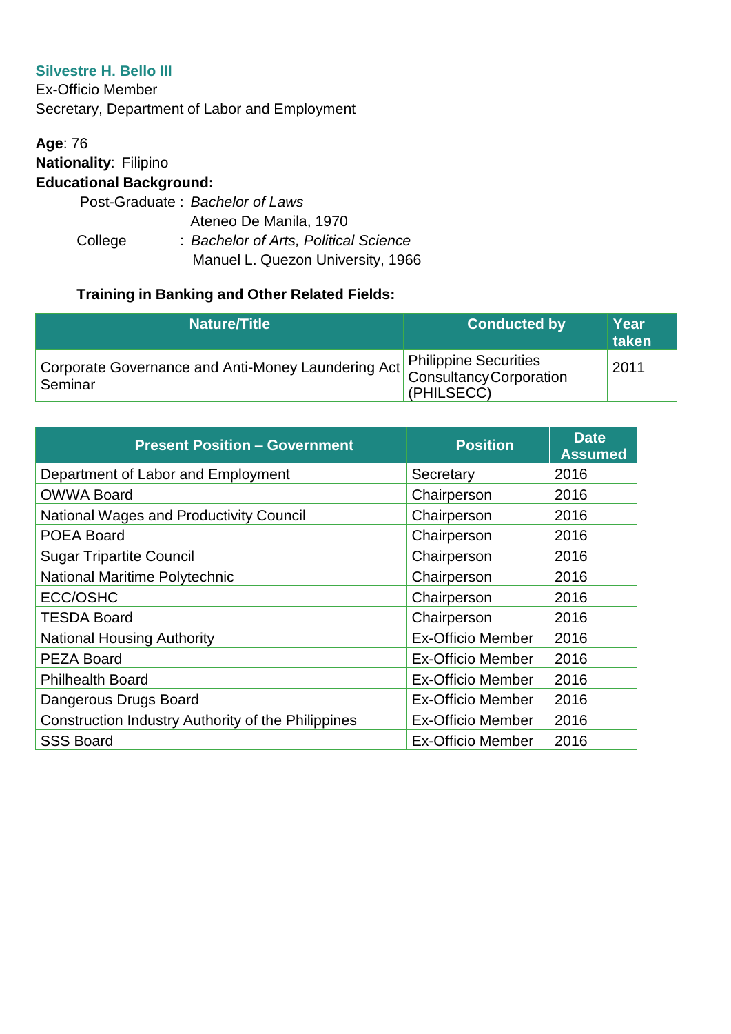**Silvestre H. Bello III**
Ex-Officio Member
Secretary, Department of Labor and Employment

**Age**: 76
**Nationality**: Filipino
**Educational Background:**

Post-Graduate : *Bachelor of Laws*
Ateneo De Manila, 1970
College : *Bachelor of Arts, Political Science*
Manuel L. Quezon University, 1966

**Training in Banking and Other Related Fields:**

| Nature/Title | Conducted by | Year taken |
|---|---|---|
| Corporate Governance and Anti-Money Laundering Act Seminar | Philippine Securities Consultancy Corporation (PHILSECC) | 2011 |

| Present Position – Government | Position | Date Assumed |
|---|---|---|
| Department of Labor and Employment | Secretary | 2016 |
| OWWA Board | Chairperson | 2016 |
| National Wages and Productivity Council | Chairperson | 2016 |
| POEA Board | Chairperson | 2016 |
| Sugar Tripartite Council | Chairperson | 2016 |
| National Maritime Polytechnic | Chairperson | 2016 |
| ECC/OSHC | Chairperson | 2016 |
| TESDA Board | Chairperson | 2016 |
| National Housing Authority | Ex-Officio Member | 2016 |
| PEZA Board | Ex-Officio Member | 2016 |
| Philhealth Board | Ex-Officio Member | 2016 |
| Dangerous Drugs Board | Ex-Officio Member | 2016 |
| Construction Industry Authority of the Philippines | Ex-Officio Member | 2016 |
| SSS Board | Ex-Officio Member | 2016 |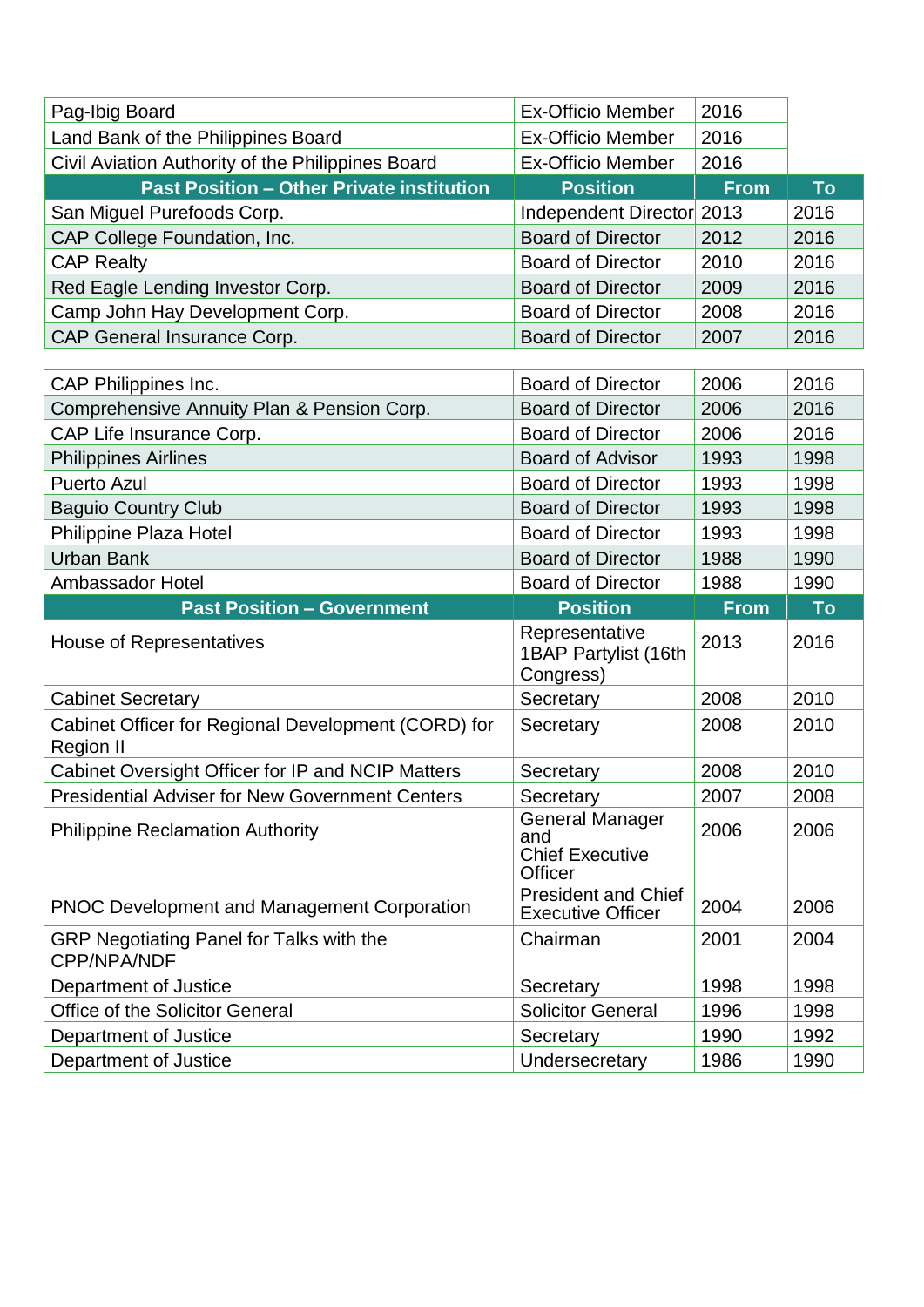| Pag-Ibig Board | Ex-Officio Member | 2016 | |
|---|---|---|---|
| Land Bank of the Philippines Board | Ex-Officio Member | 2016 | |
| Civil Aviation Authority of the Philippines Board | Ex-Officio Member | 2016 | |

| Past Position – Other Private institution | Position | From | To |
|---|---|---|---|
| San Miguel Purefoods Corp. | Independent Director | 2013 | 2016 |
| CAP College Foundation, Inc. | Board of Director | 2012 | 2016 |
| CAP Realty | Board of Director | 2010 | 2016 |
| Red Eagle Lending Investor Corp. | Board of Director | 2009 | 2016 |
| Camp John Hay Development Corp. | Board of Director | 2008 | 2016 |
| CAP General Insurance Corp. | Board of Director | 2007 | 2016 |
| CAP Philippines Inc. | Board of Director | 2006 | 2016 |
| Comprehensive Annuity Plan & Pension Corp. | Board of Director | 2006 | 2016 |
| CAP Life Insurance Corp. | Board of Director | 2006 | 2016 |
| Philippines Airlines | Board of Advisor | 1993 | 1998 |
| Puerto Azul | Board of Director | 1993 | 1998 |
| Baguio Country Club | Board of Director | 1993 | 1998 |
| Philippine Plaza Hotel | Board of Director | 1993 | 1998 |
| Urban Bank | Board of Director | 1988 | 1990 |
| Ambassador Hotel | Board of Director | 1988 | 1990 |

| Past Position – Government | Position | From | To |
|---|---|---|---|
| House of Representatives | Representative 1BAP Partylist (16th Congress) | 2013 | 2016 |
| Cabinet Secretary | Secretary | 2008 | 2010 |
| Cabinet Officer for Regional Development (CORD) for Region II | Secretary | 2008 | 2010 |
| Cabinet Oversight Officer for IP and NCIP Matters | Secretary | 2008 | 2010 |
| Presidential Adviser for New Government Centers | Secretary | 2007 | 2008 |
| Philippine Reclamation Authority | General Manager and Chief Executive Officer | 2006 | 2006 |
| PNOC Development and Management Corporation | President and Chief Executive Officer | 2004 | 2006 |
| GRP Negotiating Panel for Talks with the CPP/NPA/NDF | Chairman | 2001 | 2004 |
| Department of Justice | Secretary | 1998 | 1998 |
| Office of the Solicitor General | Solicitor General | 1996 | 1998 |
| Department of Justice | Secretary | 1990 | 1992 |
| Department of Justice | Undersecretary | 1986 | 1990 |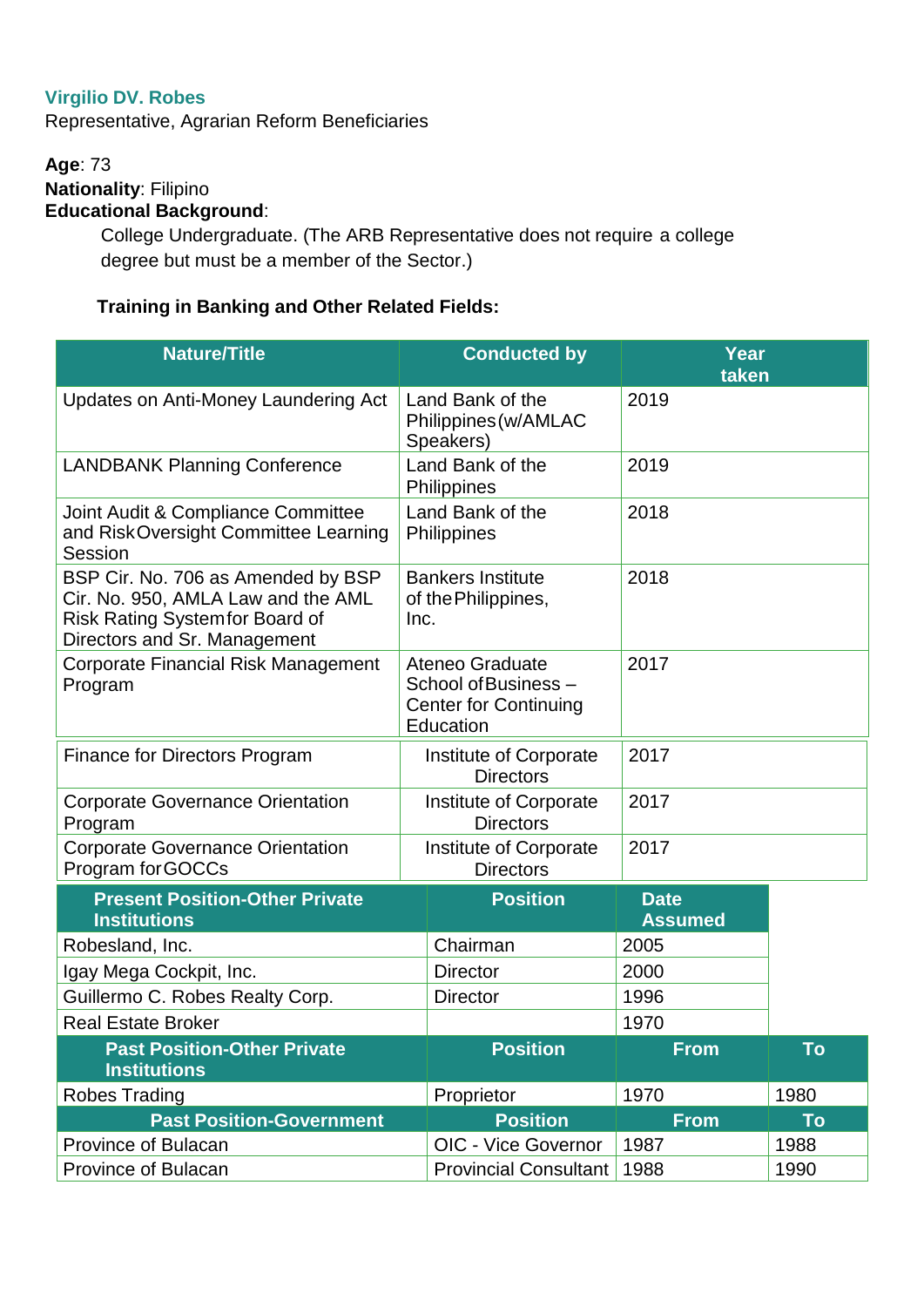**Virgilio DV. Robes**
Representative, Agrarian Reform Beneficiaries

**Age**: 73
**Nationality**: Filipino
**Educational Background**:

College Undergraduate. (The ARB Representative does not require a college degree but must be a member of the Sector.)

**Training in Banking and Other Related Fields:**

| Nature/Title | Conducted by | Year taken |
|---|---|---|
| Updates on Anti-Money Laundering Act | Land Bank of the Philippines (w/AMLAC Speakers) | 2019 |
| LANDBANK Planning Conference | Land Bank of the Philippines | 2019 |
| Joint Audit & Compliance Committee and Risk Oversight Committee Learning Session | Land Bank of the Philippines | 2018 |
| BSP Cir. No. 706 as Amended by BSP Cir. No. 950, AMLA Law and the AML Risk Rating System for Board of Directors and Sr. Management | Bankers Institute of the Philippines, Inc. | 2018 |
| Corporate Financial Risk Management Program | Ateneo Graduate School of Business – Center for Continuing Education | 2017 |
| Finance for Directors Program | Institute of Corporate Directors | 2017 |
| Corporate Governance Orientation Program | Institute of Corporate Directors | 2017 |
| Corporate Governance Orientation Program for GOCCs | Institute of Corporate Directors | 2017 |

| Present Position-Other Private Institutions | Position | Date Assumed |
|---|---|---|
| Robesland, Inc. | Chairman | 2005 |
| Igay Mega Cockpit, Inc. | Director | 2000 |
| Guillermo C. Robes Realty Corp. | Director | 1996 |
| Real Estate Broker | | 1970 |

| Past Position-Other Private Institutions | Position | From | To |
|---|---|---|---|
| Robes Trading | Proprietor | 1970 | 1980 |

| Past Position-Government | Position | From | To |
|---|---|---|---|
| Province of Bulacan | OIC - Vice Governor | 1987 | 1988 |
| Province of Bulacan | Provincial Consultant | 1988 | 1990 |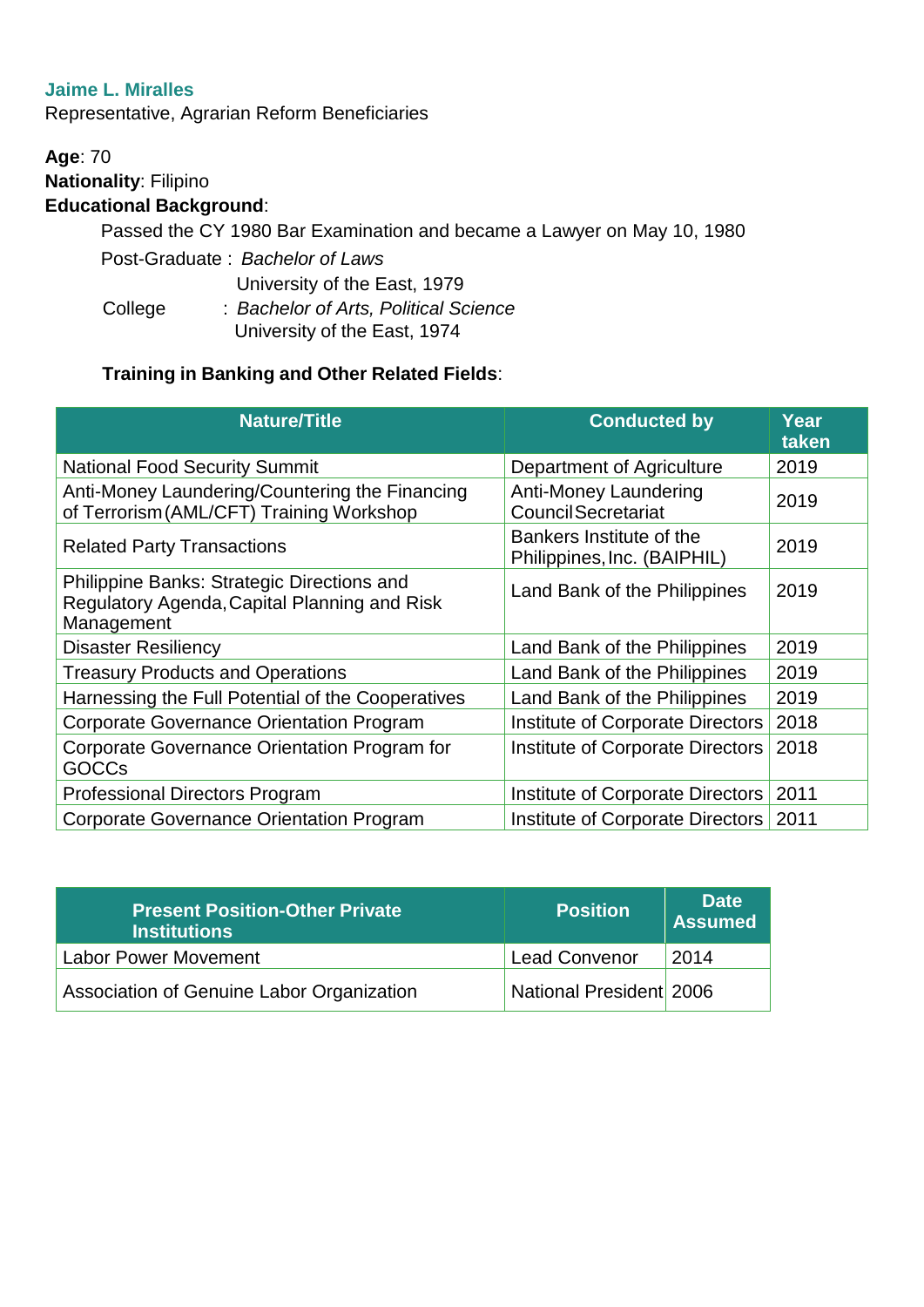**Jaime L. Miralles**
Representative, Agrarian Reform Beneficiaries

**Age**: 70
**Nationality**: Filipino
**Educational Background**:

Passed the CY 1980 Bar Examination and became a Lawyer on May 10, 1980

Post-Graduate : *Bachelor of Laws*
University of the East, 1979

College : *Bachelor of Arts, Political Science*
University of the East, 1974

**Training in Banking and Other Related Fields**:

| Nature/Title | Conducted by | Year taken |
|---|---|---|
| National Food Security Summit | Department of Agriculture | 2019 |
| Anti-Money Laundering/Countering the Financing of Terrorism (AML/CFT) Training Workshop | Anti-Money Laundering Council Secretariat | 2019 |
| Related Party Transactions | Bankers Institute of the Philippines, Inc. (BAIPHIL) | 2019 |
| Philippine Banks: Strategic Directions and Regulatory Agenda, Capital Planning and Risk Management | Land Bank of the Philippines | 2019 |
| Disaster Resiliency | Land Bank of the Philippines | 2019 |
| Treasury Products and Operations | Land Bank of the Philippines | 2019 |
| Harnessing the Full Potential of the Cooperatives | Land Bank of the Philippines | 2019 |
| Corporate Governance Orientation Program | Institute of Corporate Directors | 2018 |
| Corporate Governance Orientation Program for GOCCs | Institute of Corporate Directors | 2018 |
| Professional Directors Program | Institute of Corporate Directors | 2011 |
| Corporate Governance Orientation Program | Institute of Corporate Directors | 2011 |

| Present Position-Other Private Institutions | Position | Date Assumed |
|---|---|---|
| Labor Power Movement | Lead Convenor | 2014 |
| Association of Genuine Labor Organization | National President | 2006 |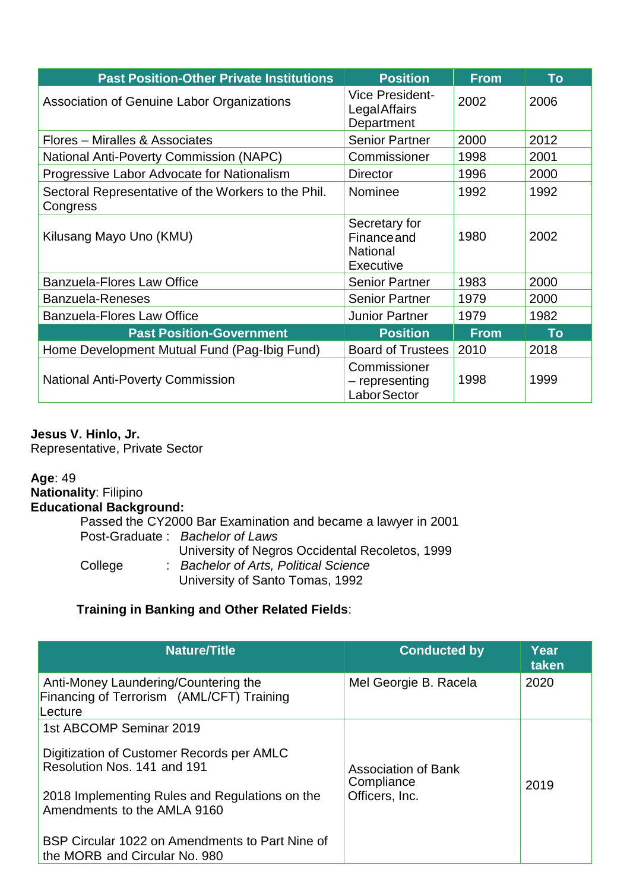| Past Position-Other Private Institutions | Position | From | To |
|---|---|---|---|
| Association of Genuine Labor Organizations | Vice President-Legal Affairs Department | 2002 | 2006 |
| Flores – Miralles & Associates | Senior Partner | 2000 | 2012 |
| National Anti-Poverty Commission (NAPC) | Commissioner | 1998 | 2001 |
| Progressive Labor Advocate for Nationalism | Director | 1996 | 2000 |
| Sectoral Representative of the Workers to the Phil. Congress | Nominee | 1992 | 1992 |
| Kilusang Mayo Uno (KMU) | Secretary for Finance and National Executive | 1980 | 2002 |
| Banzuela-Flores Law Office | Senior Partner | 1983 | 2000 |
| Banzuela-Reneses | Senior Partner | 1979 | 2000 |
| Banzuela-Flores Law Office | Junior Partner | 1979 | 1982 |
| **Past Position-Government** | **Position** | **From** | **To** |
| Home Development Mutual Fund (Pag-Ibig Fund) | Board of Trustees | 2010 | 2018 |
| National Anti-Poverty Commission | Commissioner – representing Labor Sector | 1998 | 1999 |

**Jesus V. Hinlo, Jr.**
Representative, Private Sector

**Age**: 49
**Nationality**: Filipino
**Educational Background:**

Passed the CY2000 Bar Examination and became a lawyer in 2001

Post-Graduate : *Bachelor of Laws*
University of Negros Occidental Recoletos, 1999

College : *Bachelor of Arts, Political Science*
University of Santo Tomas, 1992

**Training in Banking and Other Related Fields**:

| Nature/Title | Conducted by | Year taken |
|---|---|---|
| Anti-Money Laundering/Countering the Financing of Terrorism (AML/CFT) Training Lecture | Mel Georgie B. Racela | 2020 |
| 1st ABCOMP Seminar 2019<br><br>Digitization of Customer Records per AMLC Resolution Nos. 141 and 191<br><br>2018 Implementing Rules and Regulations on the Amendments to the AMLA 9160<br><br>BSP Circular 1022 on Amendments to Part Nine of the MORB and Circular No. 980 | Association of Bank Compliance Officers, Inc. | 2019 |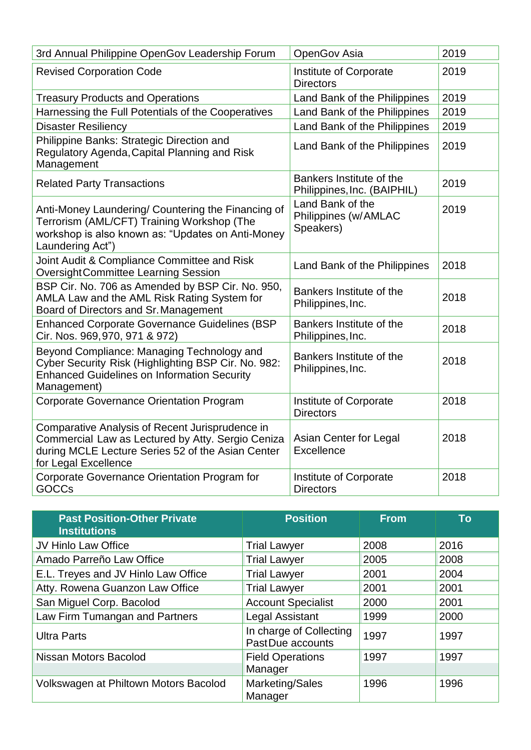| 3rd Annual Philippine OpenGov Leadership Forum | OpenGov Asia | 2019 |
|---|---|---|
| Revised Corporation Code | Institute of Corporate Directors | 2019 |
| Treasury Products and Operations | Land Bank of the Philippines | 2019 |
| Harnessing the Full Potentials of the Cooperatives | Land Bank of the Philippines | 2019 |
| Disaster Resiliency | Land Bank of the Philippines | 2019 |
| Philippine Banks: Strategic Direction and Regulatory Agenda, Capital Planning and Risk Management | Land Bank of the Philippines | 2019 |
| Related Party Transactions | Bankers Institute of the Philippines, Inc. (BAIPHIL) | 2019 |
| Anti-Money Laundering/ Countering the Financing of Terrorism (AML/CFT) Training Workshop (The workshop is also known as: "Updates on Anti-Money Laundering Act") | Land Bank of the Philippines (w/ AMLAC Speakers) | 2019 |
| Joint Audit & Compliance Committee and Risk Oversight Committee Learning Session | Land Bank of the Philippines | 2018 |
| BSP Cir. No. 706 as Amended by BSP Cir. No. 950, AMLA Law and the AML Risk Rating System for Board of Directors and Sr. Management | Bankers Institute of the Philippines, Inc. | 2018 |
| Enhanced Corporate Governance Guidelines (BSP Cir. Nos. 969, 970, 971 & 972) | Bankers Institute of the Philippines, Inc. | 2018 |
| Beyond Compliance: Managing Technology and Cyber Security Risk (Highlighting BSP Cir. No. 982: Enhanced Guidelines on Information Security Management) | Bankers Institute of the Philippines, Inc. | 2018 |
| Corporate Governance Orientation Program | Institute of Corporate Directors | 2018 |
| Comparative Analysis of Recent Jurisprudence in Commercial Law as Lectured by Atty. Sergio Ceniza during MCLE Lecture Series 52 of the Asian Center for Legal Excellence | Asian Center for Legal Excellence | 2018 |
| Corporate Governance Orientation Program for GOCCs | Institute of Corporate Directors | 2018 |

| Past Position-Other Private Institutions | Position | From | To |
|---|---|---|---|
| JV Hinlo Law Office | Trial Lawyer | 2008 | 2016 |
| Amado Parreño Law Office | Trial Lawyer | 2005 | 2008 |
| E.L. Treyes and JV Hinlo Law Office | Trial Lawyer | 2001 | 2004 |
| Atty. Rowena Guanzon Law Office | Trial Lawyer | 2001 | 2001 |
| San Miguel Corp. Bacolod | Account Specialist | 2000 | 2001 |
| Law Firm Tumangan and Partners | Legal Assistant | 1999 | 2000 |
| Ultra Parts | In charge of Collecting Past Due accounts | 1997 | 1997 |
| Nissan Motors Bacolod | Field Operations Manager | 1997 | 1997 |
| Volkswagen at Philtown Motors Bacolod | Marketing/Sales Manager | 1996 | 1996 |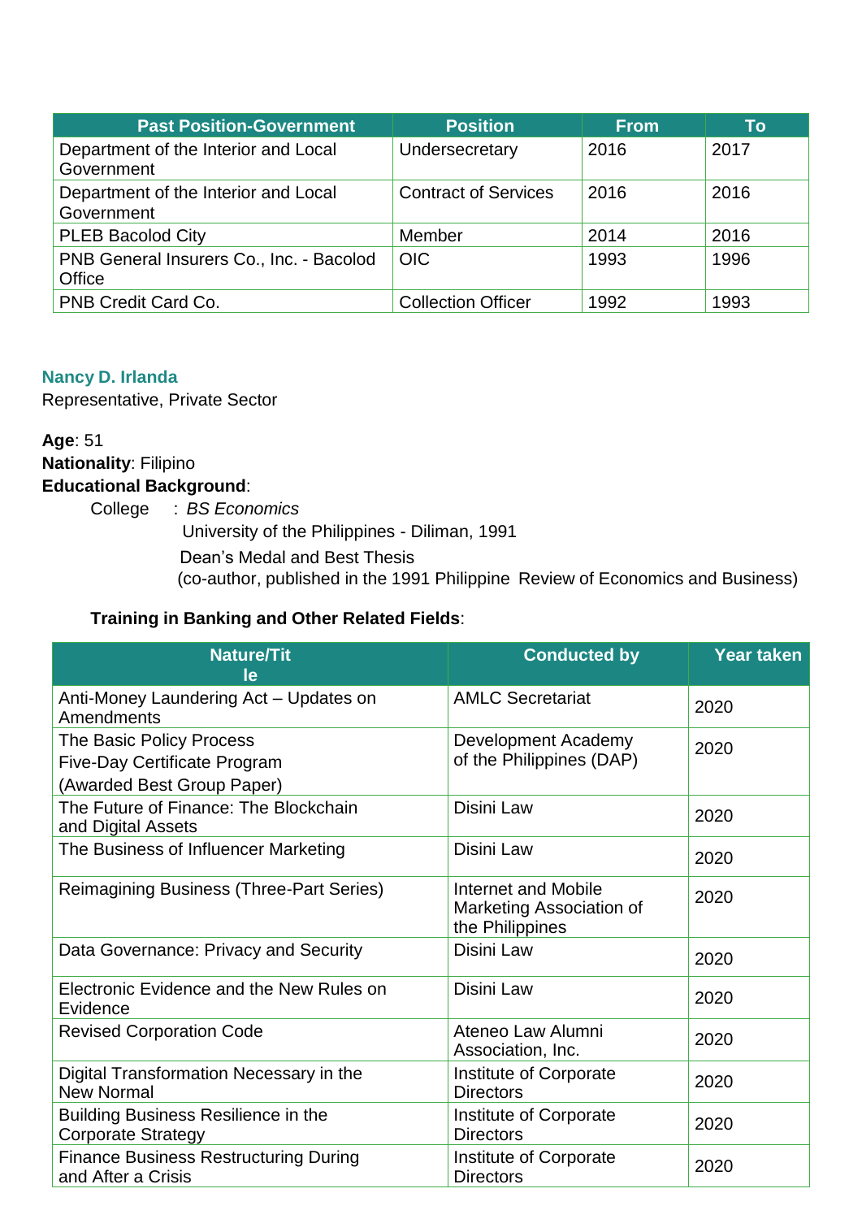| Past Position-Government | Position | From | To |
|---|---|---|---|
| Department of the Interior and Local Government | Undersecretary | 2016 | 2017 |
| Department of the Interior and Local Government | Contract of Services | 2016 | 2016 |
| PLEB Bacolod City | Member | 2014 | 2016 |
| PNB General Insurers Co., Inc. - Bacolod Office | OIC | 1993 | 1996 |
| PNB Credit Card Co. | Collection Officer | 1992 | 1993 |

**Nancy D. Irlanda**
Representative, Private Sector

**Age**: 51
**Nationality**: Filipino
**Educational Background**:

College : *BS Economics*
University of the Philippines - Diliman, 1991
Dean's Medal and Best Thesis
(co-author, published in the 1991 Philippine Review of Economics and Business)

**Training in Banking and Other Related Fields**:

| Nature/Title | Conducted by | Year taken |
|---|---|---|
| Anti-Money Laundering Act – Updates on Amendments | AMLC Secretariat | 2020 |
| The Basic Policy Process<br>Five-Day Certificate Program<br>(Awarded Best Group Paper) | Development Academy of the Philippines (DAP) | 2020 |
| The Future of Finance: The Blockchain and Digital Assets | Disini Law | 2020 |
| The Business of Influencer Marketing | Disini Law | 2020 |
| Reimagining Business (Three-Part Series) | Internet and Mobile Marketing Association of the Philippines | 2020 |
| Data Governance: Privacy and Security | Disini Law | 2020 |
| Electronic Evidence and the New Rules on Evidence | Disini Law | 2020 |
| Revised Corporation Code | Ateneo Law Alumni Association, Inc. | 2020 |
| Digital Transformation Necessary in the New Normal | Institute of Corporate Directors | 2020 |
| Building Business Resilience in the Corporate Strategy | Institute of Corporate Directors | 2020 |
| Finance Business Restructuring During and After a Crisis | Institute of Corporate Directors | 2020 |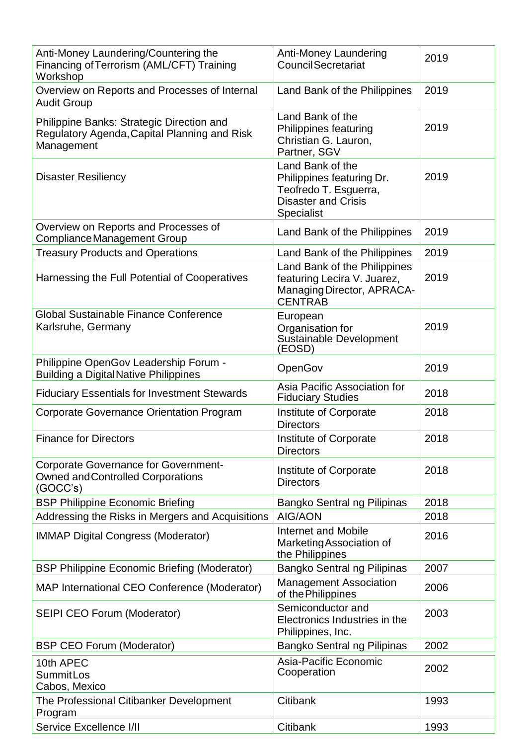| Anti-Money Laundering/Countering the Financing of Terrorism (AML/CFT) Training Workshop | Anti-Money Laundering Council Secretariat | 2019 |
|---|---|---|
| Overview on Reports and Processes of Internal Audit Group | Land Bank of the Philippines | 2019 |
| Philippine Banks: Strategic Direction and Regulatory Agenda, Capital Planning and Risk Management | Land Bank of the Philippines featuring Christian G. Lauron, Partner, SGV | 2019 |
| Disaster Resiliency | Land Bank of the Philippines featuring Dr. Teofredo T. Esguerra, Disaster and Crisis Specialist | 2019 |
| Overview on Reports and Processes of Compliance Management Group | Land Bank of the Philippines | 2019 |
| Treasury Products and Operations | Land Bank of the Philippines | 2019 |
| Harnessing the Full Potential of Cooperatives | Land Bank of the Philippines featuring Lecira V. Juarez, Managing Director, APRACA-CENTRAB | 2019 |
| Global Sustainable Finance Conference Karlsruhe, Germany | European Organisation for Sustainable Development (EOSD) | 2019 |
| Philippine OpenGov Leadership Forum - Building a Digital Native Philippines | OpenGov | 2019 |
| Fiduciary Essentials for Investment Stewards | Asia Pacific Association for Fiduciary Studies | 2018 |
| Corporate Governance Orientation Program | Institute of Corporate Directors | 2018 |
| Finance for Directors | Institute of Corporate Directors | 2018 |
| Corporate Governance for Government-Owned and Controlled Corporations (GOCC's) | Institute of Corporate Directors | 2018 |
| BSP Philippine Economic Briefing | Bangko Sentral ng Pilipinas | 2018 |
| Addressing the Risks in Mergers and Acquisitions | AIG/AON | 2018 |
| IMMAP Digital Congress (Moderator) | Internet and Mobile Marketing Association of the Philippines | 2016 |
| BSP Philippine Economic Briefing (Moderator) | Bangko Sentral ng Pilipinas | 2007 |
| MAP International CEO Conference (Moderator) | Management Association of the Philippines | 2006 |
| SEIPI CEO Forum (Moderator) | Semiconductor and Electronics Industries in the Philippines, Inc. | 2003 |
| BSP CEO Forum (Moderator) | Bangko Sentral ng Pilipinas | 2002 |
| 10th APEC Summit Los Cabos, Mexico | Asia-Pacific Economic Cooperation | 2002 |
| The Professional Citibanker Development Program | Citibank | 1993 |
| Service Excellence I/II | Citibank | 1993 |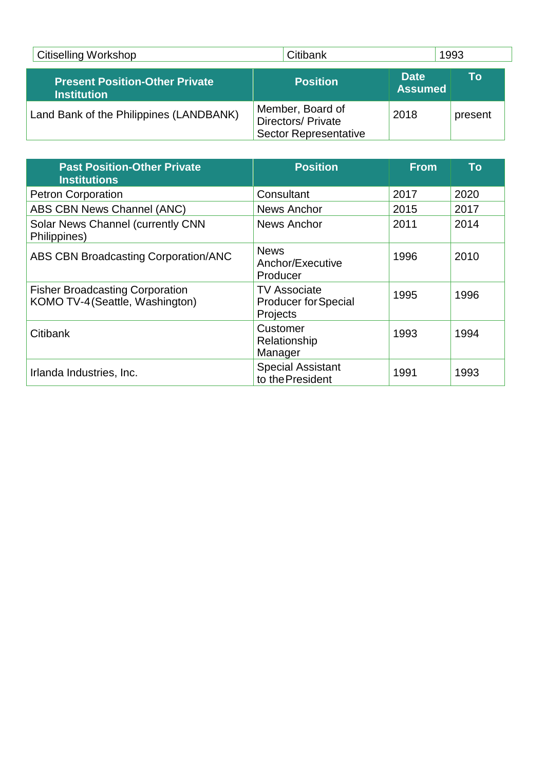| | | |
|---|---|---|
| Citiselling Workshop | Citibank | 1993 |

| Present Position-Other Private Institution | Position | Date Assumed | To |
|---|---|---|---|
| Land Bank of the Philippines (LANDBANK) | Member, Board of Directors/ Private Sector Representative | 2018 | present |

| Past Position-Other Private Institutions | Position | From | To |
|---|---|---|---|
| Petron Corporation | Consultant | 2017 | 2020 |
| ABS CBN News Channel (ANC) | News Anchor | 2015 | 2017 |
| Solar News Channel (currently CNN Philippines) | News Anchor | 2011 | 2014 |
| ABS CBN Broadcasting Corporation/ANC | News Anchor/Executive Producer | 1996 | 2010 |
| Fisher Broadcasting Corporation KOMO TV-4 (Seattle, Washington) | TV Associate Producer for Special Projects | 1995 | 1996 |
| Citibank | Customer Relationship Manager | 1993 | 1994 |
| Irlanda Industries, Inc. | Special Assistant to the President | 1991 | 1993 |